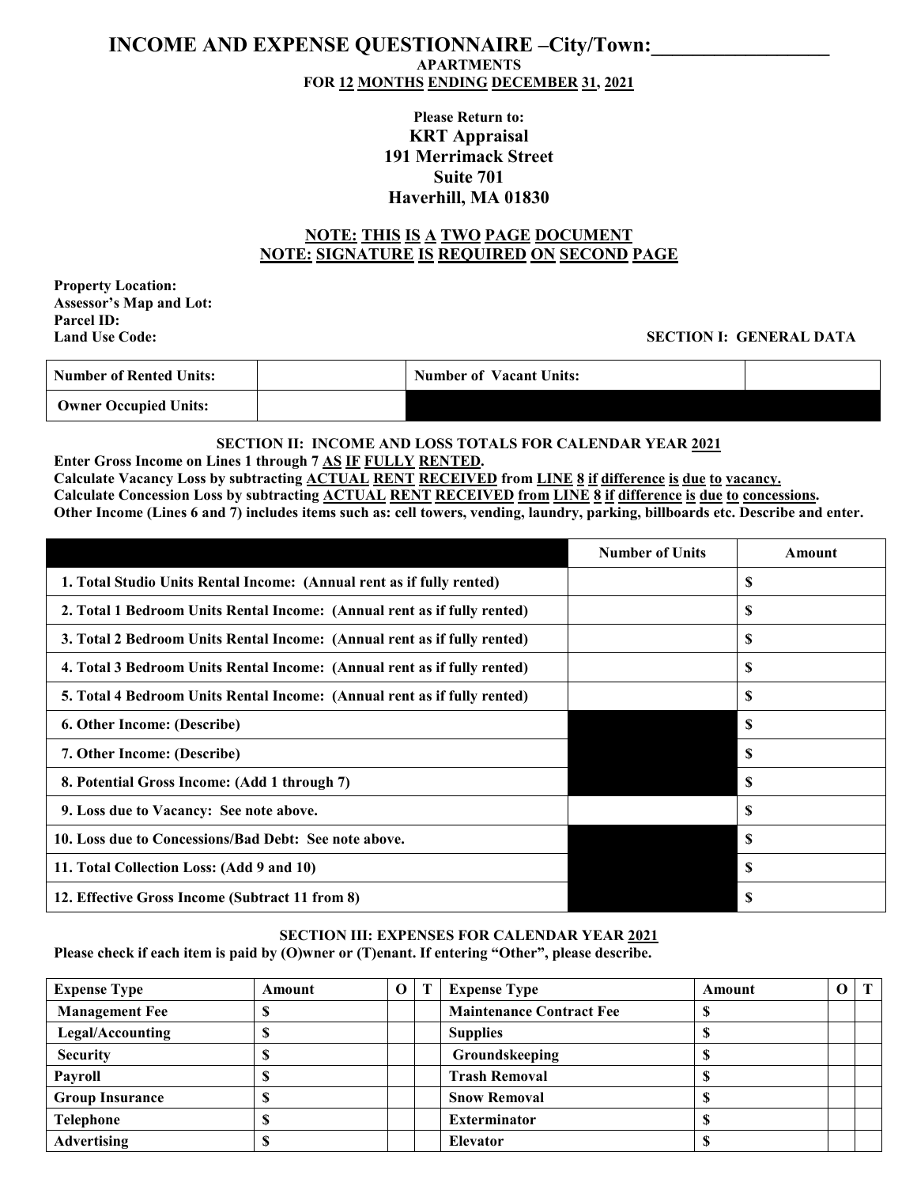# INCOME AND EXPENSE QUESTIONNAIRE –City/Town:_________________

**APARTMENTS**

**FOR 12 MONTHS ENDING DECEMBER 31, 2021**

**Please Return to:**
**KRT Appraisal**
**191 Merrimack Street**
**Suite 701**
**Haverhill, MA 01830**

**NOTE: THIS IS A TWO PAGE DOCUMENT**
**NOTE: SIGNATURE IS REQUIRED ON SECOND PAGE**

**Property Location:**
**Assessor's Map and Lot:**
**Parcel ID:**
**Land Use Code:**

## SECTION I: GENERAL DATA

| Number of Rented Units: | | Number of Vacant Units: | |
|---|---|---|---|
| Owner Occupied Units: | | | |

## SECTION II: INCOME AND LOSS TOTALS FOR CALENDAR YEAR 2021

**Enter Gross Income on Lines 1 through 7 AS IF FULLY RENTED.**
**Calculate Vacancy Loss by subtracting ACTUAL RENT RECEIVED from LINE 8 if difference is due to vacancy.**
**Calculate Concession Loss by subtracting ACTUAL RENT RECEIVED from LINE 8 if difference is due to concessions.**
**Other Income (Lines 6 and 7) includes items such as: cell towers, vending, laundry, parking, billboards etc. Describe and enter.**

| | Number of Units | Amount |
|---|---|---|
| 1. Total Studio Units Rental Income: (Annual rent as if fully rented) | | $ |
| 2. Total 1 Bedroom Units Rental Income: (Annual rent as if fully rented) | | $ |
| 3. Total 2 Bedroom Units Rental Income: (Annual rent as if fully rented) | | $ |
| 4. Total 3 Bedroom Units Rental Income: (Annual rent as if fully rented) | | $ |
| 5. Total 4 Bedroom Units Rental Income: (Annual rent as if fully rented) | | $ |
| 6. Other Income: (Describe) | | $ |
| 7. Other Income: (Describe) | | $ |
| 8. Potential Gross Income: (Add 1 through 7) | | $ |
| 9. Loss due to Vacancy: See note above. | | $ |
| 10. Loss due to Concessions/Bad Debt: See note above. | | $ |
| 11. Total Collection Loss: (Add 9 and 10) | | $ |
| 12. Effective Gross Income (Subtract 11 from 8) | | $ |

## SECTION III: EXPENSES FOR CALENDAR YEAR 2021

**Please check if each item is paid by (O)wner or (T)enant. If entering "Other", please describe.**

| Expense Type | Amount | O | T | Expense Type | Amount | O | T |
|---|---|---|---|---|---|---|---|
| Management Fee | $ | | | Maintenance Contract Fee | $ | | |
| Legal/Accounting | $ | | | Supplies | $ | | |
| Security | $ | | | Groundskeeping | $ | | |
| Payroll | $ | | | Trash Removal | $ | | |
| Group Insurance | $ | | | Snow Removal | $ | | |
| Telephone | $ | | | Exterminator | $ | | |
| Advertising | $ | | | Elevator | $ | | |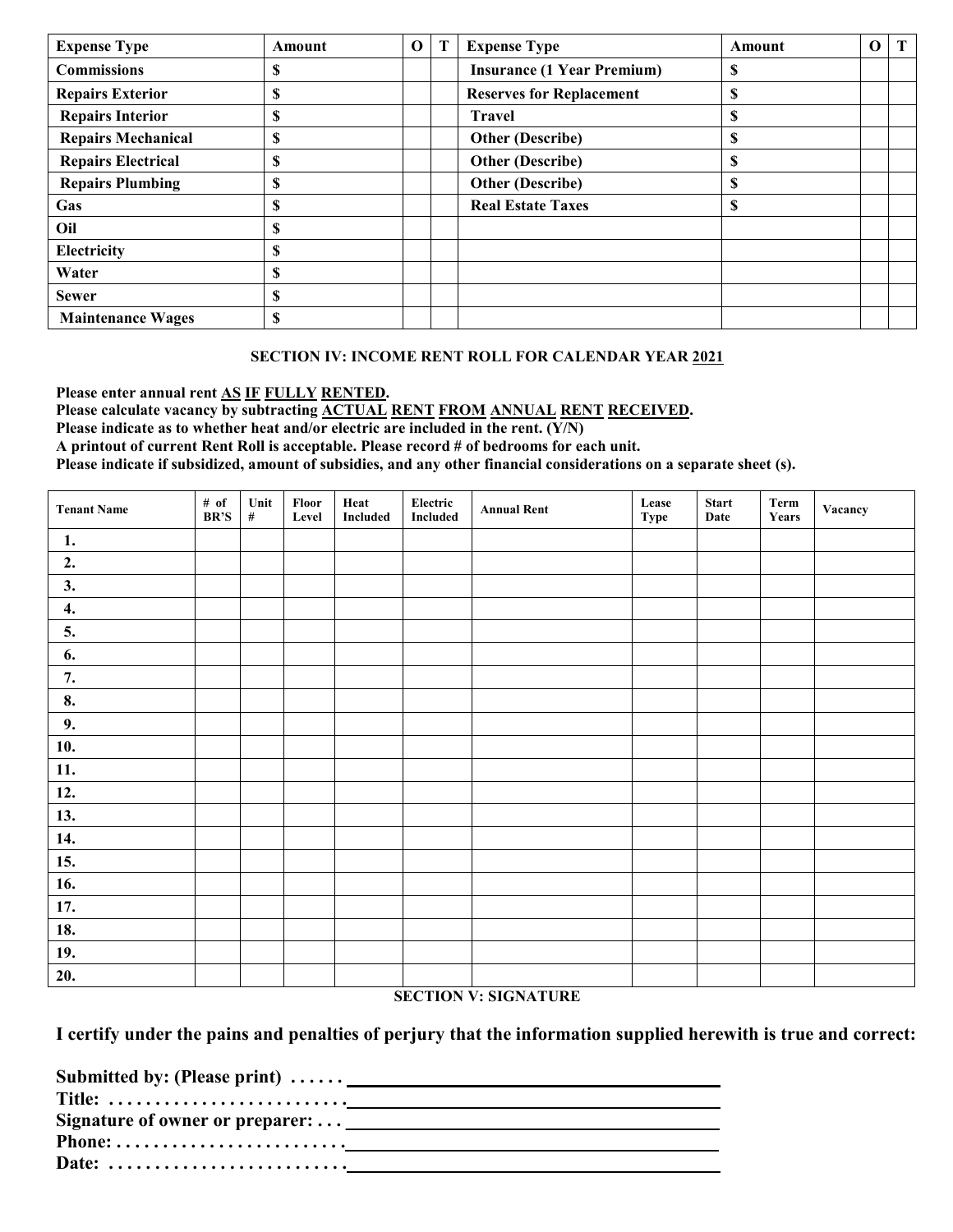| Expense Type | Amount | O | T | Expense Type | Amount | O | T |
|---|---|---|---|---|---|---|---|
| **Commissions** | $ | | | **Insurance (1 Year Premium)** | $ | | |
| **Repairs Exterior** | $ | | | **Reserves for Replacement** | $ | | |
| **Repairs Interior** | $ | | | **Travel** | $ | | |
| **Repairs Mechanical** | $ | | | **Other (Describe)** | $ | | |
| **Repairs Electrical** | $ | | | **Other (Describe)** | $ | | |
| **Repairs Plumbing** | $ | | | **Other (Describe)** | $ | | |
| **Gas** | $ | | | **Real Estate Taxes** | $ | | |
| **Oil** | $ | | | | | | |
| **Electricity** | $ | | | | | | |
| **Water** | $ | | | | | | |
| **Sewer** | $ | | | | | | |
| **Maintenance Wages** | $ | | | | | | |

## SECTION IV: INCOME RENT ROLL FOR CALENDAR YEAR 2021

**Please enter annual rent AS IF FULLY RENTED.**
**Please calculate vacancy by subtracting ACTUAL RENT FROM ANNUAL RENT RECEIVED.**
**Please indicate as to whether heat and/or electric are included in the rent. (Y/N)**
**A printout of current Rent Roll is acceptable. Please record # of bedrooms for each unit.**
**Please indicate if subsidized, amount of subsidies, and any other financial considerations on a separate sheet (s).**

| Tenant Name | # of BR'S | Unit # | Floor Level | Heat Included | Electric Included | Annual Rent | Lease Type | Start Date | Term Years | Vacancy |
|---|---|---|---|---|---|---|---|---|---|---|
| 1. | | | | | | | | | | |
| 2. | | | | | | | | | | |
| 3. | | | | | | | | | | |
| 4. | | | | | | | | | | |
| 5. | | | | | | | | | | |
| 6. | | | | | | | | | | |
| 7. | | | | | | | | | | |
| 8. | | | | | | | | | | |
| 9. | | | | | | | | | | |
| 10. | | | | | | | | | | |
| 11. | | | | | | | | | | |
| 12. | | | | | | | | | | |
| 13. | | | | | | | | | | |
| 14. | | | | | | | | | | |
| 15. | | | | | | | | | | |
| 16. | | | | | | | | | | |
| 17. | | | | | | | | | | |
| 18. | | | | | | | | | | |
| 19. | | | | | | | | | | |
| 20. | | | | | | | | | | |

## SECTION V: SIGNATURE

**I certify under the pains and penalties of perjury that the information supplied herewith is true and correct:**

**Submitted by: (Please print) ......** ______________________________

**Title: ..........................** ______________________________

**Signature of owner or preparer: ...** ______________________________

**Phone: ..........................** ______________________________

**Date: ..........................** ______________________________